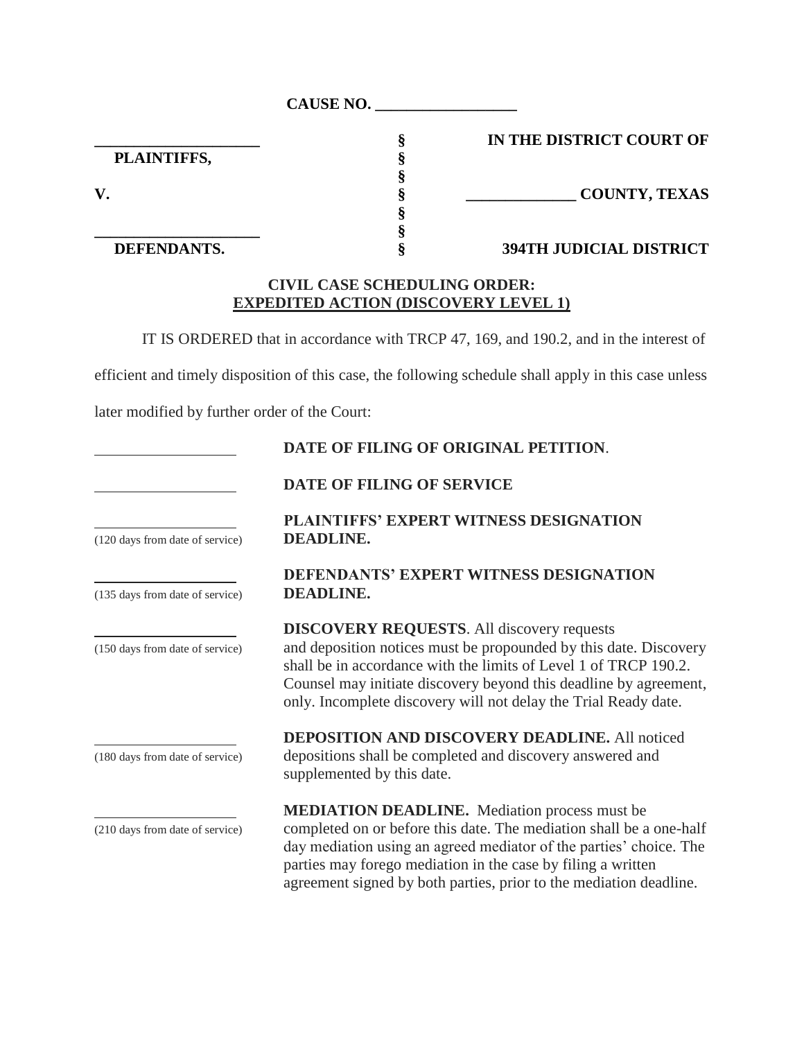**CAUSE NO. \_\_\_\_\_\_\_\_\_\_\_\_\_\_\_\_\_\_**

| | | |
|---|---|---|
| \_\_\_\_\_\_\_\_\_\_\_\_\_\_\_\_\_\_\_\_ | § | **IN THE DISTRICT COURT OF** |
| **PLAINTIFFS,** | § | |
| | § | |
| **V.** | § | **\_\_\_\_\_\_\_\_\_\_\_\_\_\_ COUNTY, TEXAS** |
| | § | |
| \_\_\_\_\_\_\_\_\_\_\_\_\_\_\_\_\_\_\_\_ | § | |
| **DEFENDANTS.** | § | **394TH JUDICIAL DISTRICT** |

**CIVIL CASE SCHEDULING ORDER:**
**<u>EXPEDITED ACTION (DISCOVERY LEVEL 1)</u>**

IT IS ORDERED that in accordance with TRCP 47, 169, and 190.2, and in the interest of efficient and timely disposition of this case, the following schedule shall apply in this case unless later modified by further order of the Court:

| | |
|---|---|
| \_\_\_\_\_\_\_\_\_\_\_\_\_\_\_\_\_\_\_\_ | **DATE OF FILING OF ORIGINAL PETITION**. |
| \_\_\_\_\_\_\_\_\_\_\_\_\_\_\_\_\_\_\_\_ | **DATE OF FILING OF SERVICE** |
| \_\_\_\_\_\_\_\_\_\_\_\_\_\_\_\_\_\_\_\_ (120 days from date of service) | **PLAINTIFFS' EXPERT WITNESS DESIGNATION DEADLINE.** |
| \_\_\_\_\_\_\_\_\_\_\_\_\_\_\_\_\_\_\_\_ (135 days from date of service) | **DEFENDANTS' EXPERT WITNESS DESIGNATION DEADLINE.** |
| \_\_\_\_\_\_\_\_\_\_\_\_\_\_\_\_\_\_\_\_ (150 days from date of service) | **DISCOVERY REQUESTS**. All discovery requests and deposition notices must be propounded by this date. Discovery shall be in accordance with the limits of Level 1 of TRCP 190.2. Counsel may initiate discovery beyond this deadline by agreement, only. Incomplete discovery will not delay the Trial Ready date. |
| \_\_\_\_\_\_\_\_\_\_\_\_\_\_\_\_\_\_\_\_ (180 days from date of service) | **DEPOSITION AND DISCOVERY DEADLINE.** All noticed depositions shall be completed and discovery answered and supplemented by this date. |
| \_\_\_\_\_\_\_\_\_\_\_\_\_\_\_\_\_\_\_\_ (210 days from date of service) | **MEDIATION DEADLINE.** Mediation process must be completed on or before this date. The mediation shall be a one-half day mediation using an agreed mediator of the parties' choice. The parties may forego mediation in the case by filing a written agreement signed by both parties, prior to the mediation deadline. |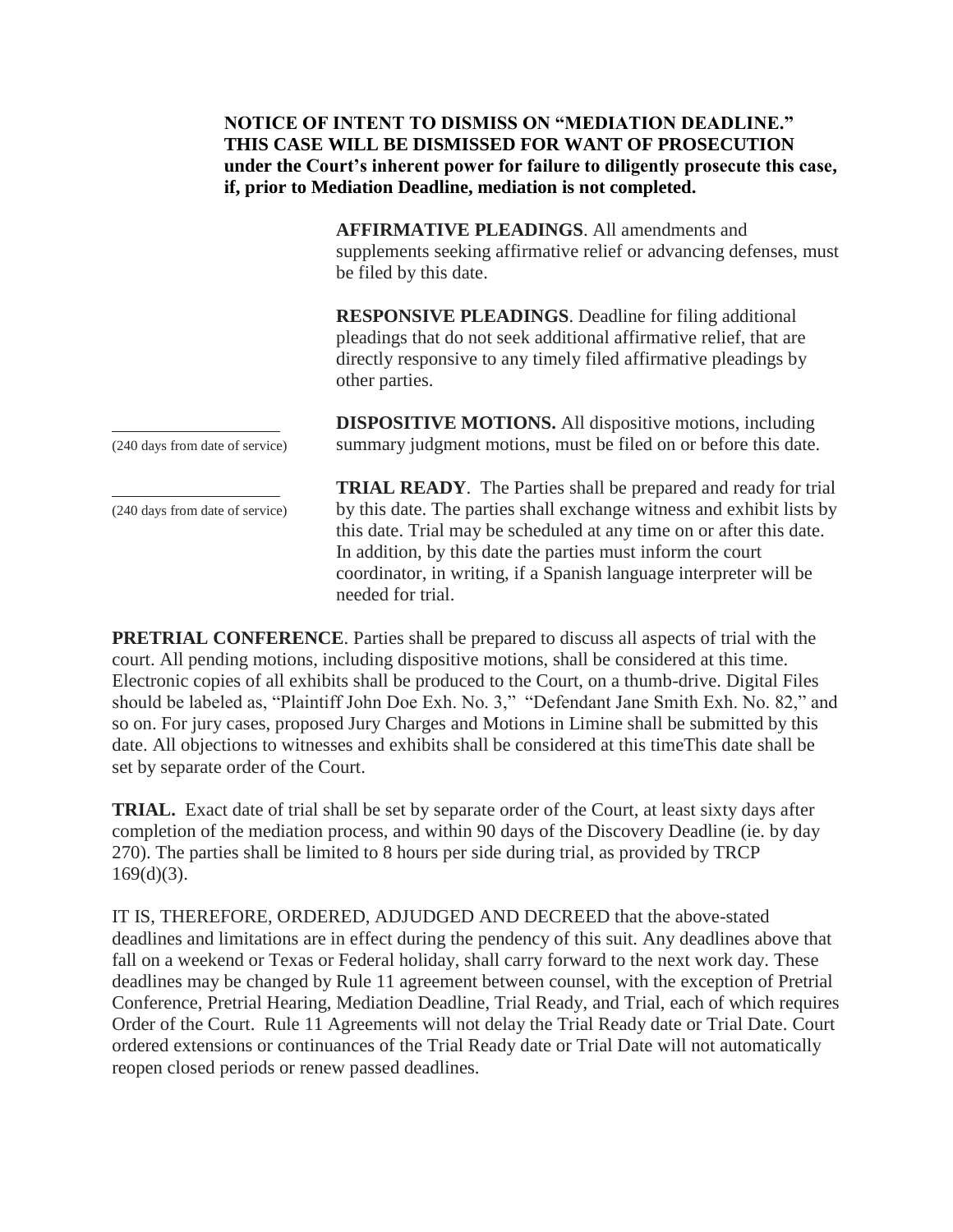**NOTICE OF INTENT TO DISMISS ON "MEDIATION DEADLINE." THIS CASE WILL BE DISMISSED FOR WANT OF PROSECUTION under the Court's inherent power for failure to diligently prosecute this case, if, prior to Mediation Deadline, mediation is not completed.**

**AFFIRMATIVE PLEADINGS**. All amendments and supplements seeking affirmative relief or advancing defenses, must be filed by this date.

**RESPONSIVE PLEADINGS**. Deadline for filing additional pleadings that do not seek additional affirmative relief, that are directly responsive to any timely filed affirmative pleadings by other parties.

| | |
|---|---|
| ____________________ (240 days from date of service) | **DISPOSITIVE MOTIONS.** All dispositive motions, including summary judgment motions, must be filed on or before this date. |
| ____________________ (240 days from date of service) | **TRIAL READY**. The Parties shall be prepared and ready for trial by this date. The parties shall exchange witness and exhibit lists by this date. Trial may be scheduled at any time on or after this date. In addition, by this date the parties must inform the court coordinator, in writing, if a Spanish language interpreter will be needed for trial. |

**PRETRIAL CONFERENCE**. Parties shall be prepared to discuss all aspects of trial with the court. All pending motions, including dispositive motions, shall be considered at this time. Electronic copies of all exhibits shall be produced to the Court, on a thumb-drive. Digital Files should be labeled as, "Plaintiff John Doe Exh. No. 3," "Defendant Jane Smith Exh. No. 82," and so on. For jury cases, proposed Jury Charges and Motions in Limine shall be submitted by this date. All objections to witnesses and exhibits shall be considered at this timeThis date shall be set by separate order of the Court.

**TRIAL.** Exact date of trial shall be set by separate order of the Court, at least sixty days after completion of the mediation process, and within 90 days of the Discovery Deadline (ie. by day 270). The parties shall be limited to 8 hours per side during trial, as provided by TRCP 169(d)(3).

IT IS, THEREFORE, ORDERED, ADJUDGED AND DECREED that the above-stated deadlines and limitations are in effect during the pendency of this suit. Any deadlines above that fall on a weekend or Texas or Federal holiday, shall carry forward to the next work day. These deadlines may be changed by Rule 11 agreement between counsel, with the exception of Pretrial Conference, Pretrial Hearing, Mediation Deadline, Trial Ready, and Trial, each of which requires Order of the Court. Rule 11 Agreements will not delay the Trial Ready date or Trial Date. Court ordered extensions or continuances of the Trial Ready date or Trial Date will not automatically reopen closed periods or renew passed deadlines.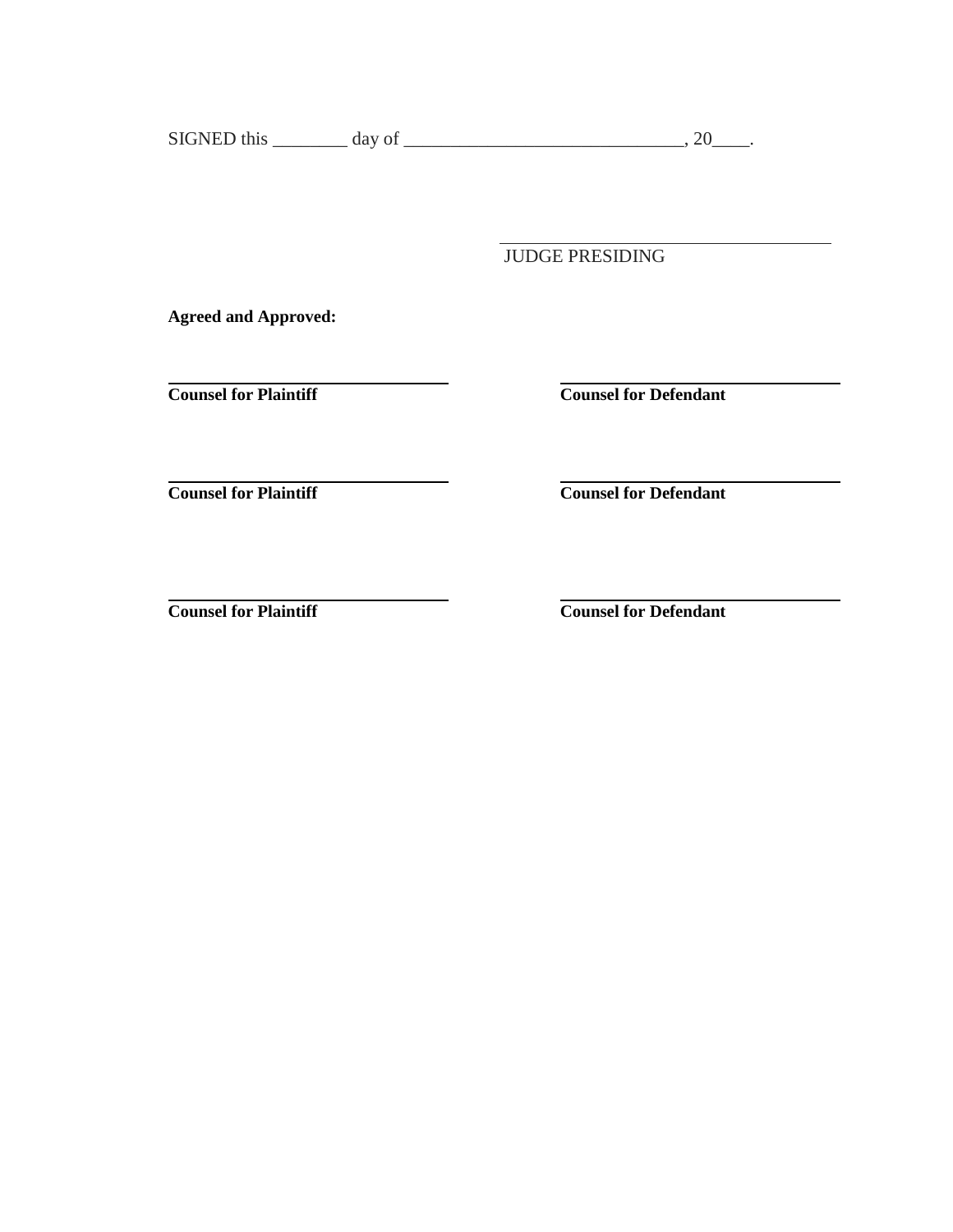SIGNED this ________ day of ______________________________, 20____.

\_\_\_\_\_\_\_\_\_\_\_\_\_\_\_\_\_\_\_\_\_\_\_\_\_\_\_\_\_\_\_\_\_\_\_\_
JUDGE PRESIDING

**Agreed and Approved:**

| | |
|---|---|
| ______________________________ | ______________________________ |
| **Counsel for Plaintiff** | **Counsel for Defendant** |
| ______________________________ | ______________________________ |
| **Counsel for Plaintiff** | **Counsel for Defendant** |
| ______________________________ | ______________________________ |
| **Counsel for Plaintiff** | **Counsel for Defendant** |